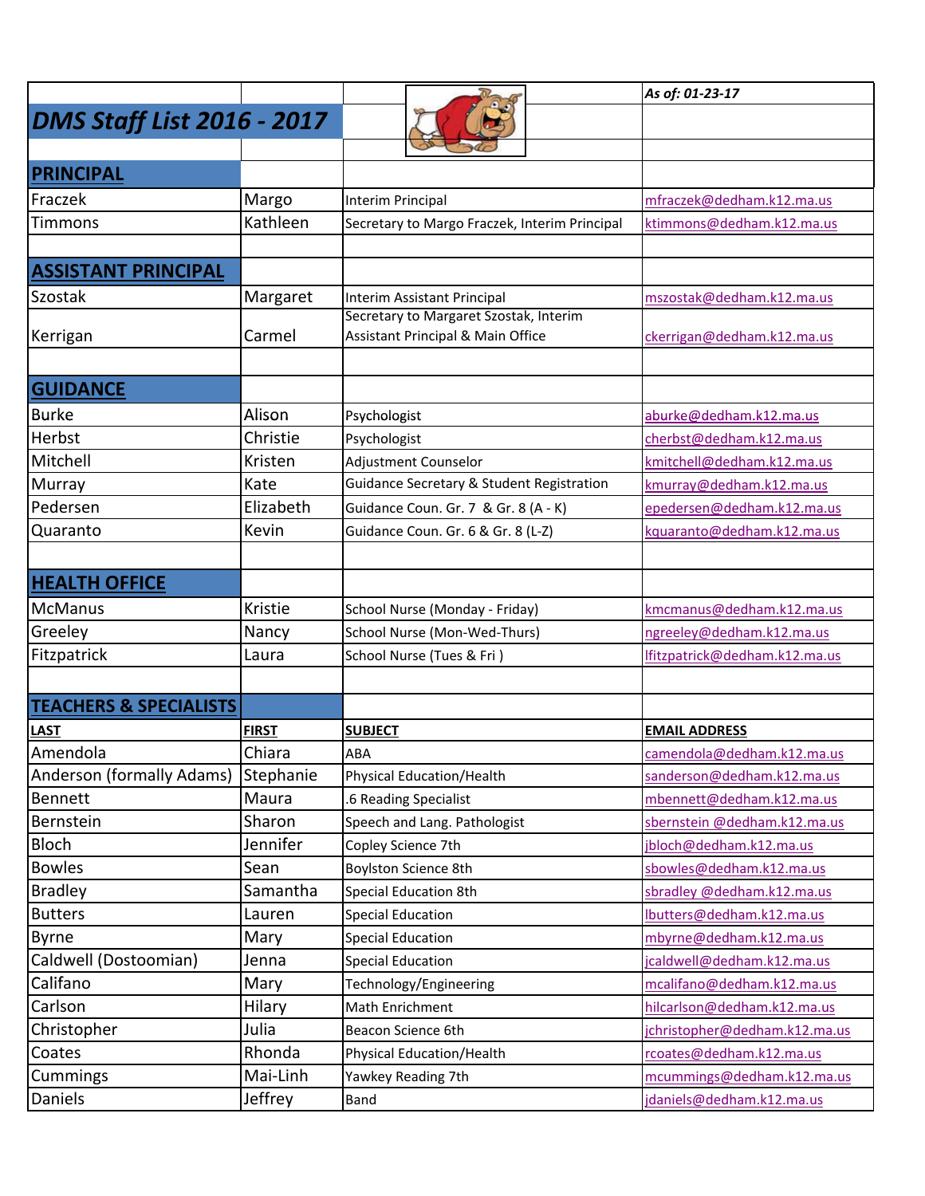# DMS Staff List 2016 - 2017

*As of: 01-23-17*

## PRINCIPAL

| | | | |
|---|---|---|---|
| Fraczek | Margo | Interim Principal | mfraczek@dedham.k12.ma.us |
| Timmons | Kathleen | Secretary to Margo Fraczek, Interim Principal | ktimmons@dedham.k12.ma.us |

## ASSISTANT PRINCIPAL

| | | | |
|---|---|---|---|
| Szostak | Margaret | Interim Assistant Principal | mszostak@dedham.k12.ma.us |
| Kerrigan | Carmel | Secretary to Margaret Szostak, Interim Assistant Principal & Main Office | ckerrigan@dedham.k12.ma.us |

## GUIDANCE

| | | | |
|---|---|---|---|
| Burke | Alison | Psychologist | aburke@dedham.k12.ma.us |
| Herbst | Christie | Psychologist | cherbst@dedham.k12.ma.us |
| Mitchell | Kristen | Adjustment Counselor | kmitchell@dedham.k12.ma.us |
| Murray | Kate | Guidance Secretary & Student Registration | kmurray@dedham.k12.ma.us |
| Pedersen | Elizabeth | Guidance Coun. Gr. 7 & Gr. 8 (A - K) | epedersen@dedham.k12.ma.us |
| Quaranto | Kevin | Guidance Coun. Gr. 6 & Gr. 8 (L-Z) | kquaranto@dedham.k12.ma.us |

## HEALTH OFFICE

| | | | |
|---|---|---|---|
| McManus | Kristie | School Nurse (Monday - Friday) | kmcmanus@dedham.k12.ma.us |
| Greeley | Nancy | School Nurse (Mon-Wed-Thurs) | ngreeley@dedham.k12.ma.us |
| Fitzpatrick | Laura | School Nurse (Tues & Fri ) | lfitzpatrick@dedham.k12.ma.us |

## TEACHERS & SPECIALISTS

| LAST | FIRST | SUBJECT | EMAIL ADDRESS |
|---|---|---|---|
| Amendola | Chiara | ABA | camendola@dedham.k12.ma.us |
| Anderson (formally Adams) | Stephanie | Physical Education/Health | sanderson@dedham.k12.ma.us |
| Bennett | Maura | .6 Reading Specialist | mbennett@dedham.k12.ma.us |
| Bernstein | Sharon | Speech and Lang. Pathologist | sbernstein @dedham.k12.ma.us |
| Bloch | Jennifer | Copley Science 7th | jbloch@dedham.k12.ma.us |
| Bowles | Sean | Boylston Science 8th | sbowles@dedham.k12.ma.us |
| Bradley | Samantha | Special Education 8th | sbradley @dedham.k12.ma.us |
| Butters | Lauren | Special Education | lbutters@dedham.k12.ma.us |
| Byrne | Mary | Special Education | mbyrne@dedham.k12.ma.us |
| Caldwell (Dostoomian) | Jenna | Special Education | jcaldwell@dedham.k12.ma.us |
| Califano | Mary | Technology/Engineering | mcalifano@dedham.k12.ma.us |
| Carlson | Hilary | Math Enrichment | hilcarlson@dedham.k12.ma.us |
| Christopher | Julia | Beacon Science 6th | jchristopher@dedham.k12.ma.us |
| Coates | Rhonda | Physical Education/Health | rcoates@dedham.k12.ma.us |
| Cummings | Mai-Linh | Yawkey Reading 7th | mcummings@dedham.k12.ma.us |
| Daniels | Jeffrey | Band | jdaniels@dedham.k12.ma.us |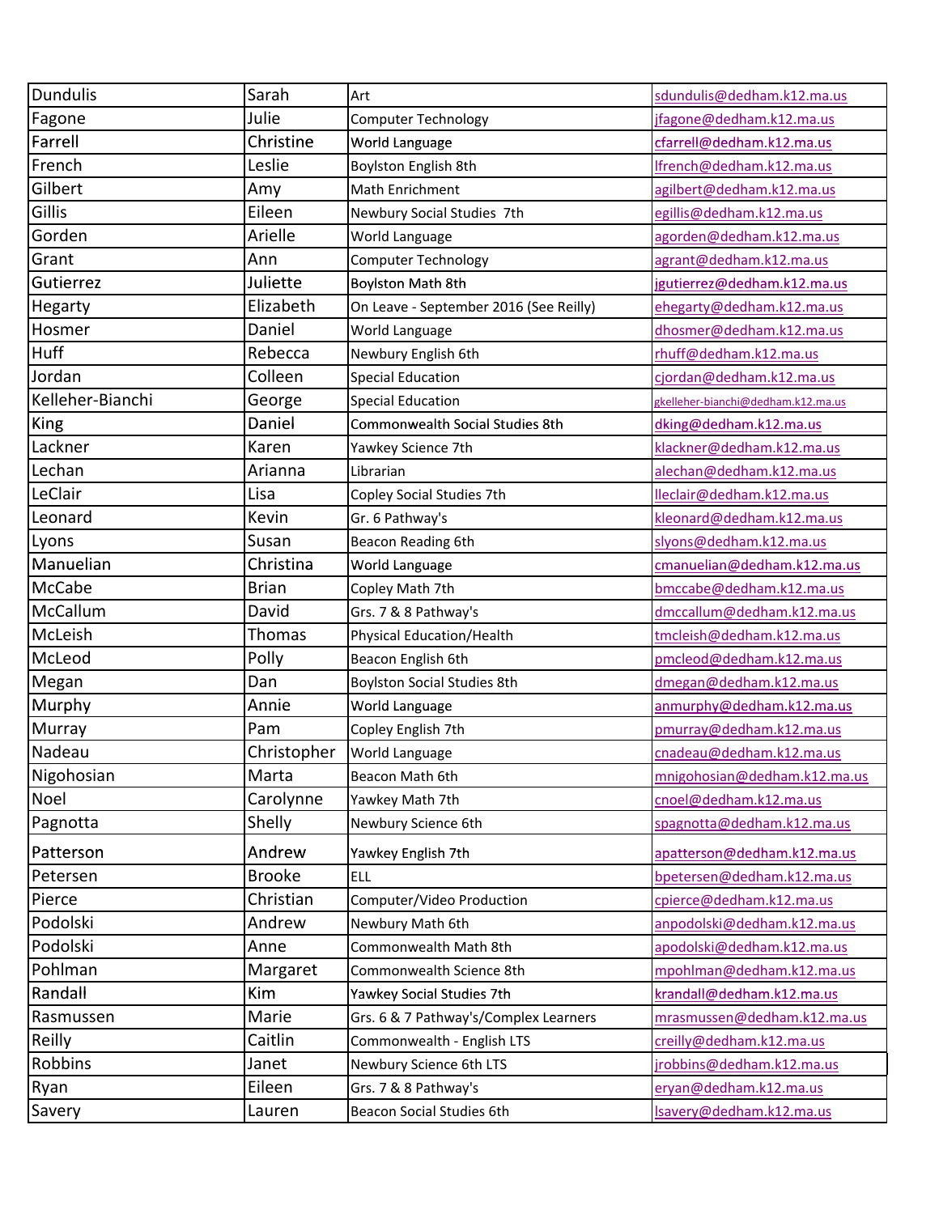| Dundulis | Sarah | Art | sdundulis@dedham.k12.ma.us |
|---|---|---|---|
| Fagone | Julie | Computer Technology | jfagone@dedham.k12.ma.us |
| Farrell | Christine | World Language | cfarrell@dedham.k12.ma.us |
| French | Leslie | Boylston English 8th | lfrench@dedham.k12.ma.us |
| Gilbert | Amy | Math Enrichment | agilbert@dedham.k12.ma.us |
| Gillis | Eileen | Newbury Social Studies 7th | egillis@dedham.k12.ma.us |
| Gorden | Arielle | World Language | agorden@dedham.k12.ma.us |
| Grant | Ann | Computer Technology | agrant@dedham.k12.ma.us |
| Gutierrez | Juliette | Boylston Math 8th | jgutierrez@dedham.k12.ma.us |
| Hegarty | Elizabeth | On Leave - September 2016 (See Reilly) | ehegarty@dedham.k12.ma.us |
| Hosmer | Daniel | World Language | dhosmer@dedham.k12.ma.us |
| Huff | Rebecca | Newbury English 6th | rhuff@dedham.k12.ma.us |
| Jordan | Colleen | Special Education | cjordan@dedham.k12.ma.us |
| Kelleher-Bianchi | George | Special Education | gkelleher-bianchi@dedham.k12.ma.us |
| King | Daniel | Commonwealth Social Studies 8th | dking@dedham.k12.ma.us |
| Lackner | Karen | Yawkey Science 7th | klackner@dedham.k12.ma.us |
| Lechan | Arianna | Librarian | alechan@dedham.k12.ma.us |
| LeClair | Lisa | Copley Social Studies 7th | lleclair@dedham.k12.ma.us |
| Leonard | Kevin | Gr. 6 Pathway's | kleonard@dedham.k12.ma.us |
| Lyons | Susan | Beacon Reading 6th | slyons@dedham.k12.ma.us |
| Manuelian | Christina | World Language | cmanuelian@dedham.k12.ma.us |
| McCabe | Brian | Copley Math 7th | bmccabe@dedham.k12.ma.us |
| McCallum | David | Grs. 7 & 8 Pathway's | dmccallum@dedham.k12.ma.us |
| McLeish | Thomas | Physical Education/Health | tmcleish@dedham.k12.ma.us |
| McLeod | Polly | Beacon English 6th | pmcleod@dedham.k12.ma.us |
| Megan | Dan | Boylston Social Studies 8th | dmegan@dedham.k12.ma.us |
| Murphy | Annie | World Language | anmurphy@dedham.k12.ma.us |
| Murray | Pam | Copley English 7th | pmurray@dedham.k12.ma.us |
| Nadeau | Christopher | World Language | cnadeau@dedham.k12.ma.us |
| Nigohosian | Marta | Beacon Math 6th | mnigohosian@dedham.k12.ma.us |
| Noel | Carolynne | Yawkey Math 7th | cnoel@dedham.k12.ma.us |
| Pagnotta | Shelly | Newbury Science 6th | spagnotta@dedham.k12.ma.us |
| Patterson | Andrew | Yawkey English 7th | apatterson@dedham.k12.ma.us |
| Petersen | Brooke | ELL | bpetersen@dedham.k12.ma.us |
| Pierce | Christian | Computer/Video Production | cpierce@dedham.k12.ma.us |
| Podolski | Andrew | Newbury Math 6th | anpodolski@dedham.k12.ma.us |
| Podolski | Anne | Commonwealth Math 8th | apodolski@dedham.k12.ma.us |
| Pohlman | Margaret | Commonwealth Science 8th | mpohlman@dedham.k12.ma.us |
| Randall | Kim | Yawkey Social Studies 7th | krandall@dedham.k12.ma.us |
| Rasmussen | Marie | Grs. 6 & 7 Pathway's/Complex Learners | mrasmussen@dedham.k12.ma.us |
| Reilly | Caitlin | Commonwealth - English LTS | creilly@dedham.k12.ma.us |
| Robbins | Janet | Newbury Science 6th LTS | jrobbins@dedham.k12.ma.us |
| Ryan | Eileen | Grs. 7 & 8 Pathway's | eryan@dedham.k12.ma.us |
| Savery | Lauren | Beacon Social Studies 6th | lsavery@dedham.k12.ma.us |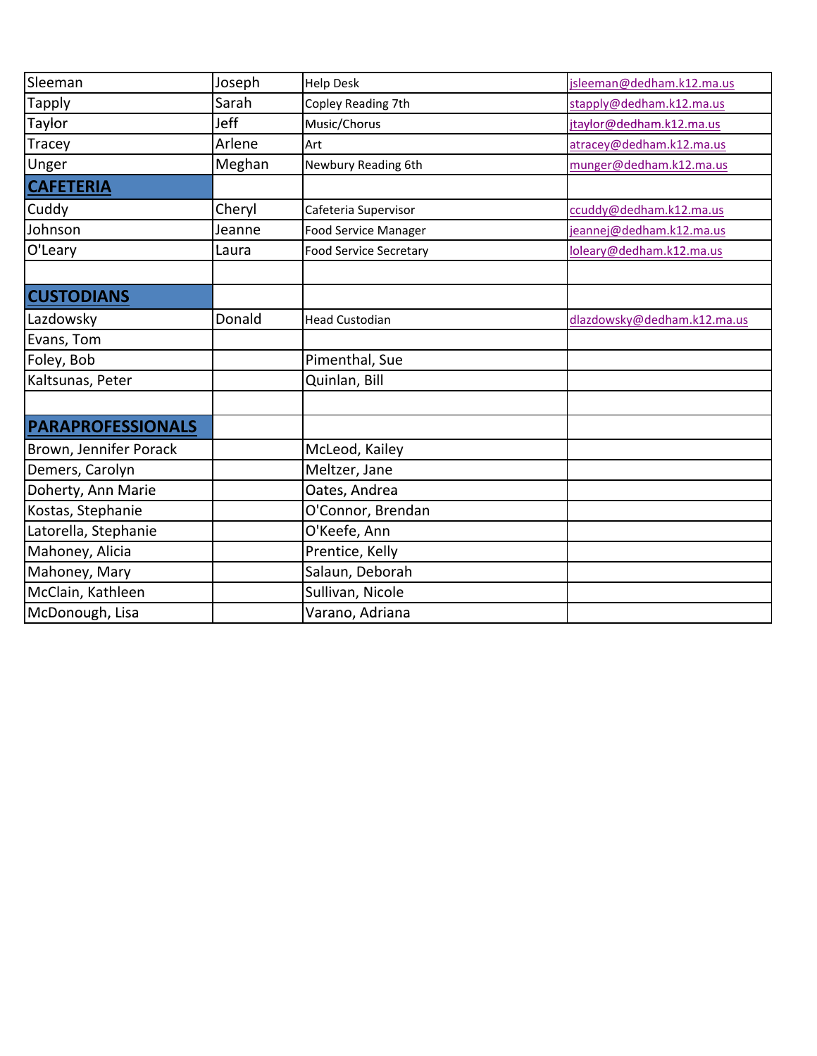| | | | |
|---|---|---|---|
| Sleeman | Joseph | Help Desk | jsleeman@dedham.k12.ma.us |
| Tapply | Sarah | Copley Reading 7th | stapply@dedham.k12.ma.us |
| Taylor | Jeff | Music/Chorus | jtaylor@dedham.k12.ma.us |
| Tracey | Arlene | Art | atracey@dedham.k12.ma.us |
| Unger | Meghan | Newbury Reading 6th | munger@dedham.k12.ma.us |
| **CAFETERIA** | | | |
| Cuddy | Cheryl | Cafeteria Supervisor | ccuddy@dedham.k12.ma.us |
| Johnson | Jeanne | Food Service Manager | jeannej@dedham.k12.ma.us |
| O'Leary | Laura | Food Service Secretary | loleary@dedham.k12.ma.us |
| | | | |
| **CUSTODIANS** | | | |
| Lazdowsky | Donald | Head Custodian | dlazdowsky@dedham.k12.ma.us |
| Evans, Tom | | | |
| Foley, Bob | | Pimenthal, Sue | |
| Kaltsunas, Peter | | Quinlan, Bill | |
| | | | |
| **PARAPROFESSIONALS** | | | |
| Brown, Jennifer Porack | | McLeod, Kailey | |
| Demers, Carolyn | | Meltzer, Jane | |
| Doherty, Ann Marie | | Oates, Andrea | |
| Kostas, Stephanie | | O'Connor, Brendan | |
| Latorella, Stephanie | | O'Keefe, Ann | |
| Mahoney, Alicia | | Prentice, Kelly | |
| Mahoney, Mary | | Salaun, Deborah | |
| McClain, Kathleen | | Sullivan, Nicole | |
| McDonough, Lisa | | Varano, Adriana | |